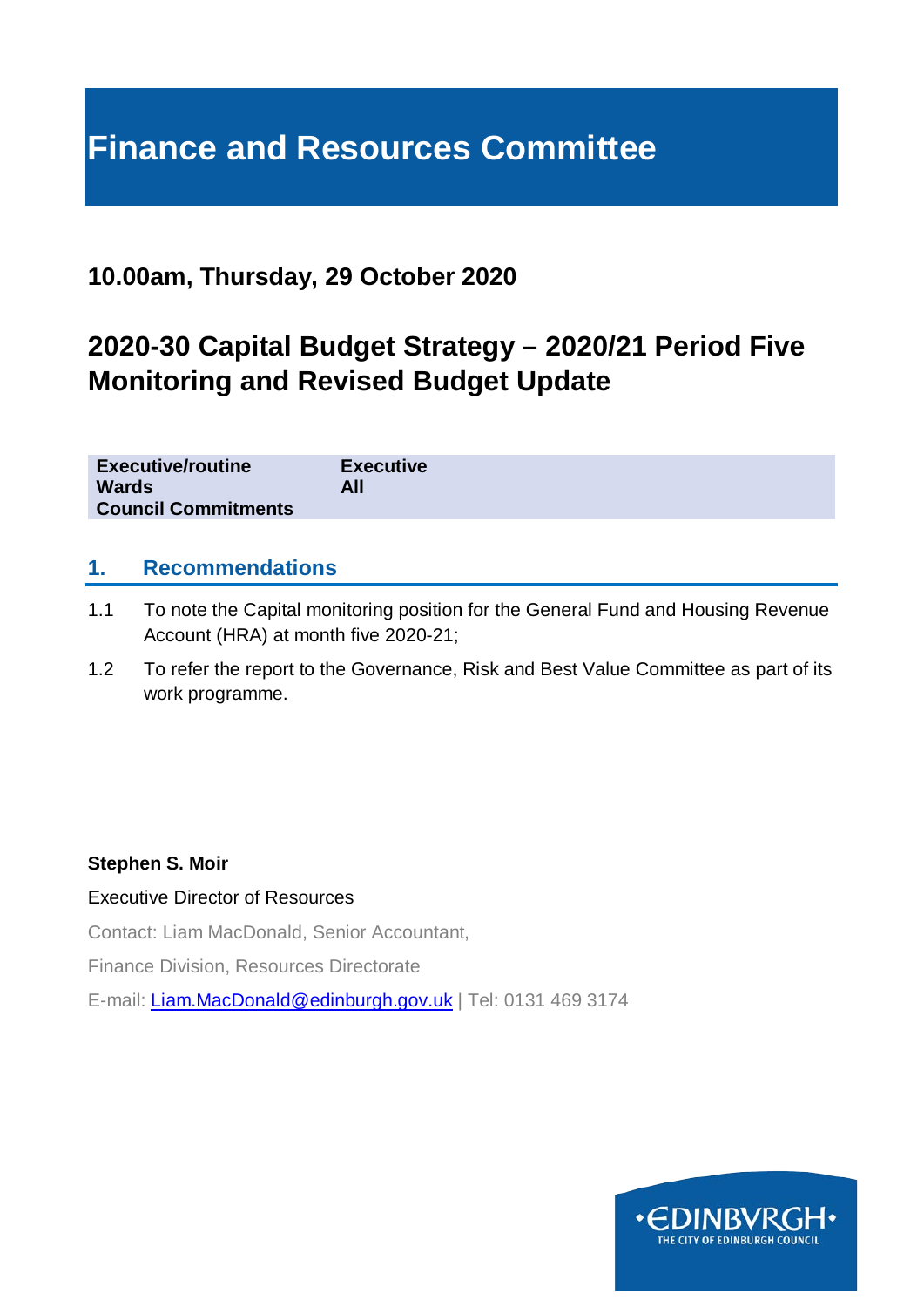# Finance and Resources Committee

## 10.00am, Thursday, 29 October 2020

## 2020-30 Capital Budget Strategy – 2020/21 Period Five Monitoring and Revised Budget Update

| | |
|---|---|
| **Executive/routine** | **Executive** |
| **Wards** | **All** |
| **Council Commitments** | |

## 1. Recommendations

1.1 To note the Capital monitoring position for the General Fund and Housing Revenue Account (HRA) at month five 2020-21;

1.2 To refer the report to the Governance, Risk and Best Value Committee as part of its work programme.

**Stephen S. Moir**

Executive Director of Resources

Contact: Liam MacDonald, Senior Accountant,

Finance Division, Resources Directorate

E-mail: Liam.MacDonald@edinburgh.gov.uk | Tel: 0131 469 3174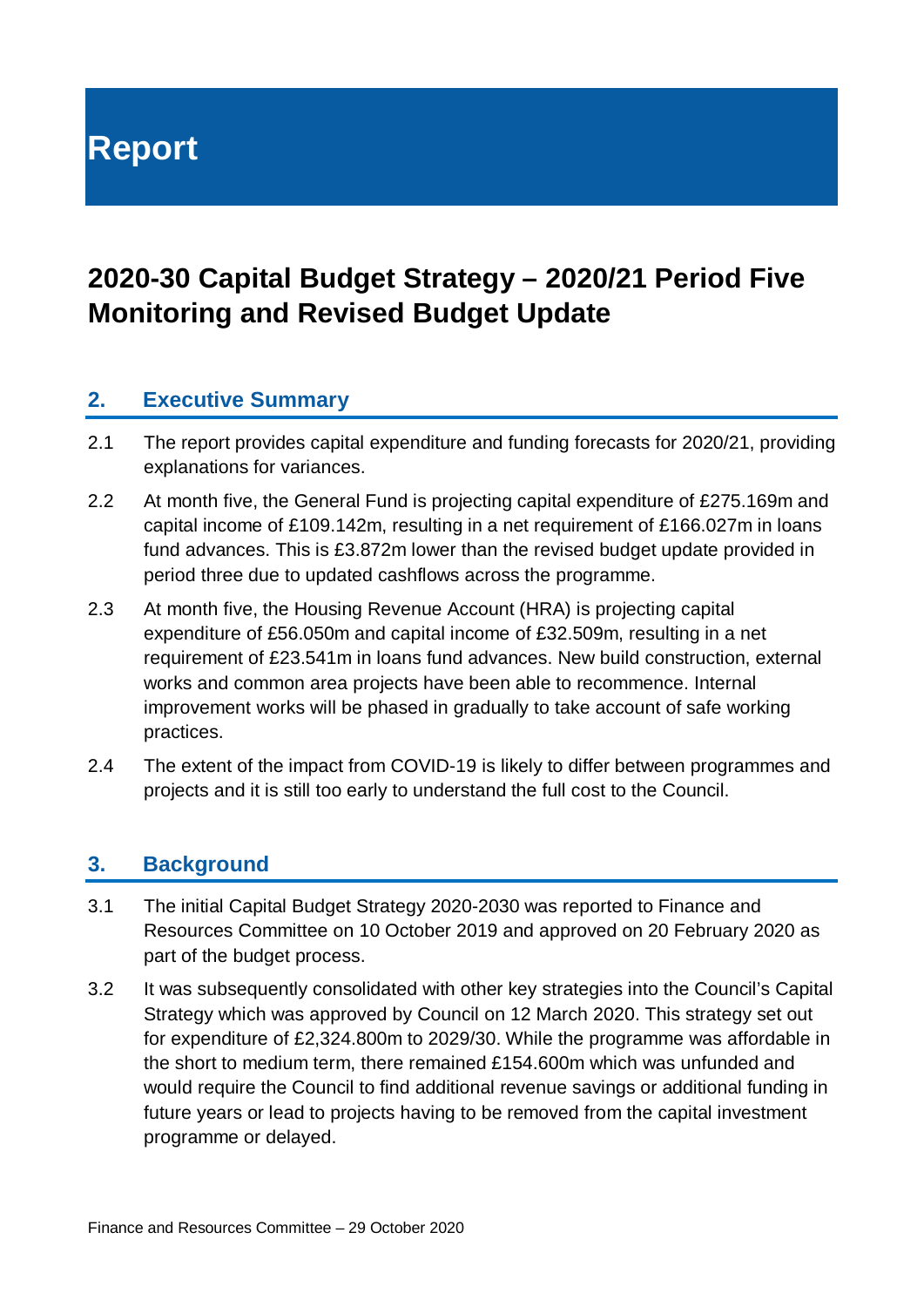# Report

## 2020-30 Capital Budget Strategy – 2020/21 Period Five Monitoring and Revised Budget Update

### 2. Executive Summary

2.1 The report provides capital expenditure and funding forecasts for 2020/21, providing explanations for variances.

2.2 At month five, the General Fund is projecting capital expenditure of £275.169m and capital income of £109.142m, resulting in a net requirement of £166.027m in loans fund advances. This is £3.872m lower than the revised budget update provided in period three due to updated cashflows across the programme.

2.3 At month five, the Housing Revenue Account (HRA) is projecting capital expenditure of £56.050m and capital income of £32.509m, resulting in a net requirement of £23.541m in loans fund advances. New build construction, external works and common area projects have been able to recommence. Internal improvement works will be phased in gradually to take account of safe working practices.

2.4 The extent of the impact from COVID-19 is likely to differ between programmes and projects and it is still too early to understand the full cost to the Council.

### 3. Background

3.1 The initial Capital Budget Strategy 2020-2030 was reported to Finance and Resources Committee on 10 October 2019 and approved on 20 February 2020 as part of the budget process.

3.2 It was subsequently consolidated with other key strategies into the Council's Capital Strategy which was approved by Council on 12 March 2020. This strategy set out for expenditure of £2,324.800m to 2029/30. While the programme was affordable in the short to medium term, there remained £154.600m which was unfunded and would require the Council to find additional revenue savings or additional funding in future years or lead to projects having to be removed from the capital investment programme or delayed.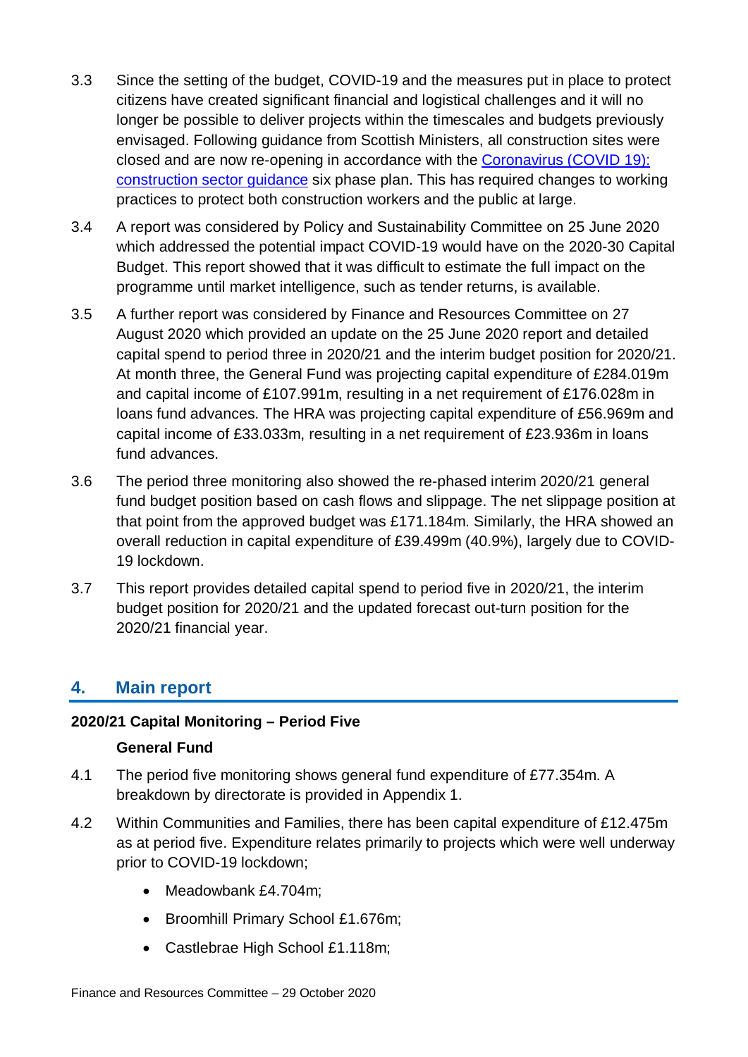3.3 Since the setting of the budget, COVID-19 and the measures put in place to protect citizens have created significant financial and logistical challenges and it will no longer be possible to deliver projects within the timescales and budgets previously envisaged. Following guidance from Scottish Ministers, all construction sites were closed and are now re-opening in accordance with the [Coronavirus (COVID 19): construction sector guidance] six phase plan. This has required changes to working practices to protect both construction workers and the public at large.

3.4 A report was considered by Policy and Sustainability Committee on 25 June 2020 which addressed the potential impact COVID-19 would have on the 2020-30 Capital Budget. This report showed that it was difficult to estimate the full impact on the programme until market intelligence, such as tender returns, is available.

3.5 A further report was considered by Finance and Resources Committee on 27 August 2020 which provided an update on the 25 June 2020 report and detailed capital spend to period three in 2020/21 and the interim budget position for 2020/21. At month three, the General Fund was projecting capital expenditure of £284.019m and capital income of £107.991m, resulting in a net requirement of £176.028m in loans fund advances. The HRA was projecting capital expenditure of £56.969m and capital income of £33.033m, resulting in a net requirement of £23.936m in loans fund advances.

3.6 The period three monitoring also showed the re-phased interim 2020/21 general fund budget position based on cash flows and slippage. The net slippage position at that point from the approved budget was £171.184m. Similarly, the HRA showed an overall reduction in capital expenditure of £39.499m (40.9%), largely due to COVID-19 lockdown.

3.7 This report provides detailed capital spend to period five in 2020/21, the interim budget position for 2020/21 and the updated forecast out-turn position for the 2020/21 financial year.

## 4. Main report

**2020/21 Capital Monitoring – Period Five**

**General Fund**

4.1 The period five monitoring shows general fund expenditure of £77.354m. A breakdown by directorate is provided in Appendix 1.

4.2 Within Communities and Families, there has been capital expenditure of £12.475m as at period five. Expenditure relates primarily to projects which were well underway prior to COVID-19 lockdown;

- Meadowbank £4.704m;
- Broomhill Primary School £1.676m;
- Castlebrae High School £1.118m;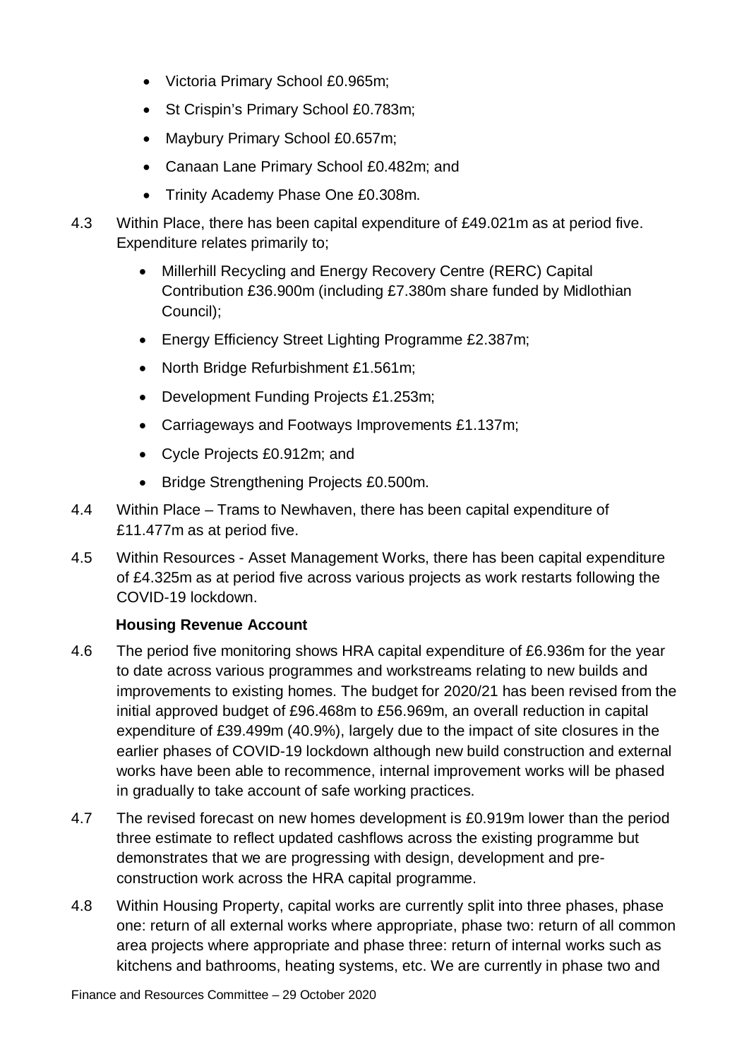- Victoria Primary School £0.965m;
- St Crispin's Primary School £0.783m;
- Maybury Primary School £0.657m;
- Canaan Lane Primary School £0.482m; and
- Trinity Academy Phase One £0.308m.

4.3 Within Place, there has been capital expenditure of £49.021m as at period five. Expenditure relates primarily to;

- Millerhill Recycling and Energy Recovery Centre (RERC) Capital Contribution £36.900m (including £7.380m share funded by Midlothian Council);
- Energy Efficiency Street Lighting Programme £2.387m;
- North Bridge Refurbishment £1.561m;
- Development Funding Projects £1.253m;
- Carriageways and Footways Improvements £1.137m;
- Cycle Projects £0.912m; and
- Bridge Strengthening Projects £0.500m.

4.4 Within Place – Trams to Newhaven, there has been capital expenditure of £11.477m as at period five.

4.5 Within Resources - Asset Management Works, there has been capital expenditure of £4.325m as at period five across various projects as work restarts following the COVID-19 lockdown.

**Housing Revenue Account**

4.6 The period five monitoring shows HRA capital expenditure of £6.936m for the year to date across various programmes and workstreams relating to new builds and improvements to existing homes. The budget for 2020/21 has been revised from the initial approved budget of £96.468m to £56.969m, an overall reduction in capital expenditure of £39.499m (40.9%), largely due to the impact of site closures in the earlier phases of COVID-19 lockdown although new build construction and external works have been able to recommence, internal improvement works will be phased in gradually to take account of safe working practices.

4.7 The revised forecast on new homes development is £0.919m lower than the period three estimate to reflect updated cashflows across the existing programme but demonstrates that we are progressing with design, development and pre-construction work across the HRA capital programme.

4.8 Within Housing Property, capital works are currently split into three phases, phase one: return of all external works where appropriate, phase two: return of all common area projects where appropriate and phase three: return of internal works such as kitchens and bathrooms, heating systems, etc. We are currently in phase two and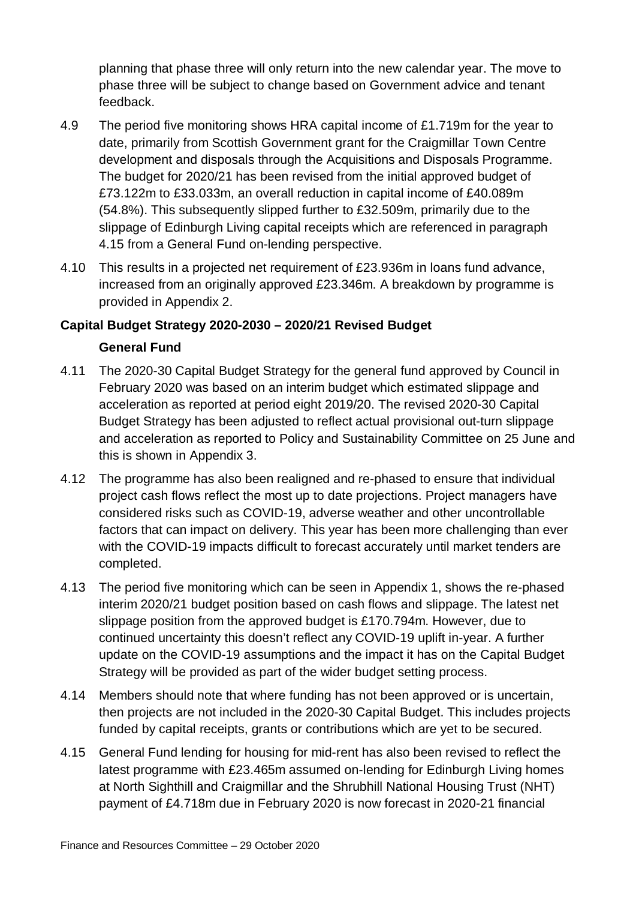planning that phase three will only return into the new calendar year. The move to phase three will be subject to change based on Government advice and tenant feedback.

4.9 The period five monitoring shows HRA capital income of £1.719m for the year to date, primarily from Scottish Government grant for the Craigmillar Town Centre development and disposals through the Acquisitions and Disposals Programme. The budget for 2020/21 has been revised from the initial approved budget of £73.122m to £33.033m, an overall reduction in capital income of £40.089m (54.8%). This subsequently slipped further to £32.509m, primarily due to the slippage of Edinburgh Living capital receipts which are referenced in paragraph 4.15 from a General Fund on-lending perspective.

4.10 This results in a projected net requirement of £23.936m in loans fund advance, increased from an originally approved £23.346m. A breakdown by programme is provided in Appendix 2.

**Capital Budget Strategy 2020-2030 – 2020/21 Revised Budget**

**General Fund**

4.11 The 2020-30 Capital Budget Strategy for the general fund approved by Council in February 2020 was based on an interim budget which estimated slippage and acceleration as reported at period eight 2019/20. The revised 2020-30 Capital Budget Strategy has been adjusted to reflect actual provisional out-turn slippage and acceleration as reported to Policy and Sustainability Committee on 25 June and this is shown in Appendix 3.

4.12 The programme has also been realigned and re-phased to ensure that individual project cash flows reflect the most up to date projections. Project managers have considered risks such as COVID-19, adverse weather and other uncontrollable factors that can impact on delivery. This year has been more challenging than ever with the COVID-19 impacts difficult to forecast accurately until market tenders are completed.

4.13 The period five monitoring which can be seen in Appendix 1, shows the re-phased interim 2020/21 budget position based on cash flows and slippage. The latest net slippage position from the approved budget is £170.794m. However, due to continued uncertainty this doesn't reflect any COVID-19 uplift in-year. A further update on the COVID-19 assumptions and the impact it has on the Capital Budget Strategy will be provided as part of the wider budget setting process.

4.14 Members should note that where funding has not been approved or is uncertain, then projects are not included in the 2020-30 Capital Budget. This includes projects funded by capital receipts, grants or contributions which are yet to be secured.

4.15 General Fund lending for housing for mid-rent has also been revised to reflect the latest programme with £23.465m assumed on-lending for Edinburgh Living homes at North Sighthill and Craigmillar and the Shrubhill National Housing Trust (NHT) payment of £4.718m due in February 2020 is now forecast in 2020-21 financial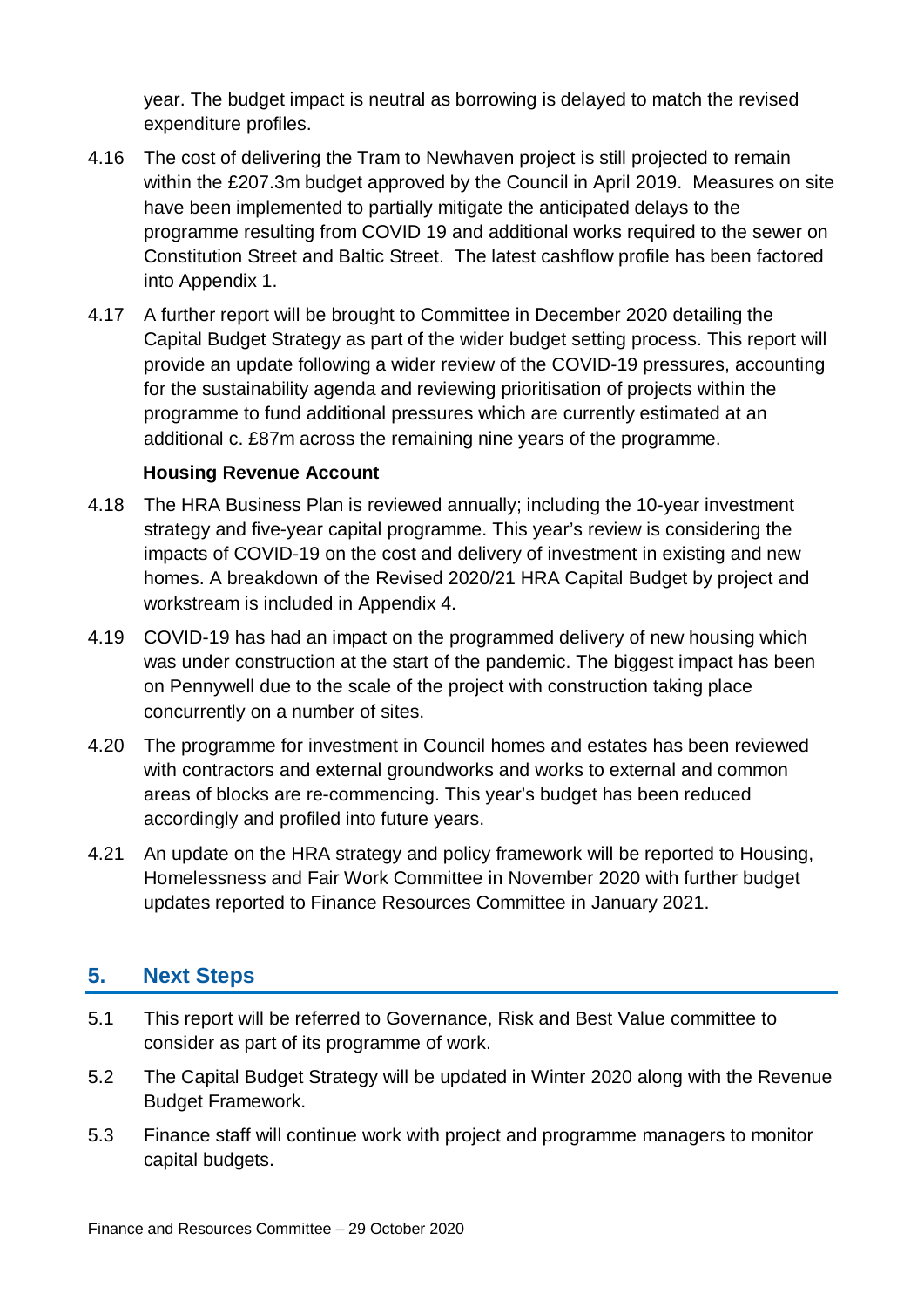year. The budget impact is neutral as borrowing is delayed to match the revised expenditure profiles.

4.16 The cost of delivering the Tram to Newhaven project is still projected to remain within the £207.3m budget approved by the Council in April 2019. Measures on site have been implemented to partially mitigate the anticipated delays to the programme resulting from COVID 19 and additional works required to the sewer on Constitution Street and Baltic Street. The latest cashflow profile has been factored into Appendix 1.

4.17 A further report will be brought to Committee in December 2020 detailing the Capital Budget Strategy as part of the wider budget setting process. This report will provide an update following a wider review of the COVID-19 pressures, accounting for the sustainability agenda and reviewing prioritisation of projects within the programme to fund additional pressures which are currently estimated at an additional c. £87m across the remaining nine years of the programme.

**Housing Revenue Account**

4.18 The HRA Business Plan is reviewed annually; including the 10-year investment strategy and five-year capital programme. This year's review is considering the impacts of COVID-19 on the cost and delivery of investment in existing and new homes. A breakdown of the Revised 2020/21 HRA Capital Budget by project and workstream is included in Appendix 4.

4.19 COVID-19 has had an impact on the programmed delivery of new housing which was under construction at the start of the pandemic. The biggest impact has been on Pennywell due to the scale of the project with construction taking place concurrently on a number of sites.

4.20 The programme for investment in Council homes and estates has been reviewed with contractors and external groundworks and works to external and common areas of blocks are re-commencing. This year's budget has been reduced accordingly and profiled into future years.

4.21 An update on the HRA strategy and policy framework will be reported to Housing, Homelessness and Fair Work Committee in November 2020 with further budget updates reported to Finance Resources Committee in January 2021.

## 5. Next Steps

5.1 This report will be referred to Governance, Risk and Best Value committee to consider as part of its programme of work.

5.2 The Capital Budget Strategy will be updated in Winter 2020 along with the Revenue Budget Framework.

5.3 Finance staff will continue work with project and programme managers to monitor capital budgets.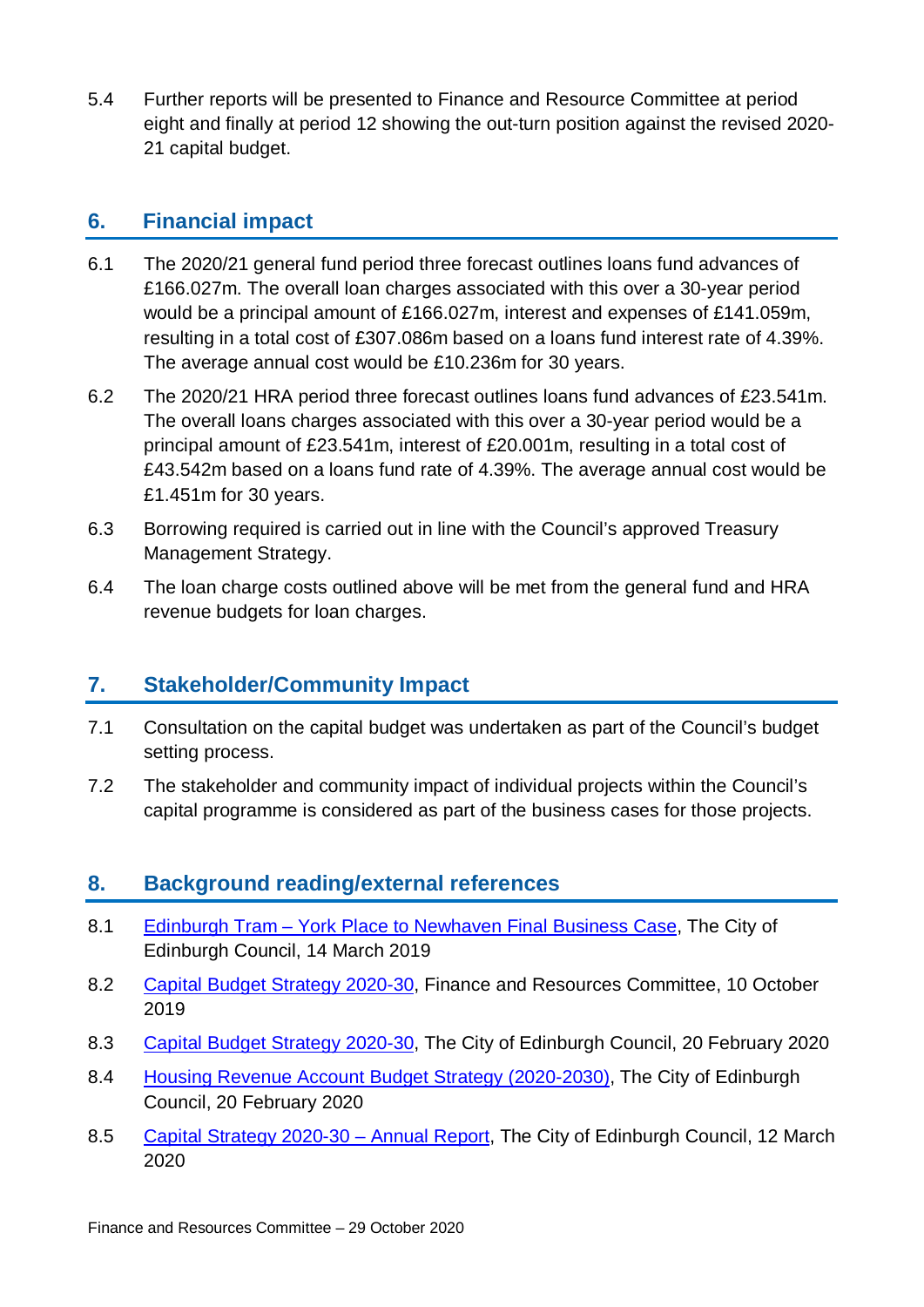5.4 Further reports will be presented to Finance and Resource Committee at period eight and finally at period 12 showing the out-turn position against the revised 2020-21 capital budget.

## 6. Financial impact

6.1 The 2020/21 general fund period three forecast outlines loans fund advances of £166.027m. The overall loan charges associated with this over a 30-year period would be a principal amount of £166.027m, interest and expenses of £141.059m, resulting in a total cost of £307.086m based on a loans fund interest rate of 4.39%. The average annual cost would be £10.236m for 30 years.

6.2 The 2020/21 HRA period three forecast outlines loans fund advances of £23.541m. The overall loans charges associated with this over a 30-year period would be a principal amount of £23.541m, interest of £20.001m, resulting in a total cost of £43.542m based on a loans fund rate of 4.39%. The average annual cost would be £1.451m for 30 years.

6.3 Borrowing required is carried out in line with the Council's approved Treasury Management Strategy.

6.4 The loan charge costs outlined above will be met from the general fund and HRA revenue budgets for loan charges.

## 7. Stakeholder/Community Impact

7.1 Consultation on the capital budget was undertaken as part of the Council's budget setting process.

7.2 The stakeholder and community impact of individual projects within the Council's capital programme is considered as part of the business cases for those projects.

## 8. Background reading/external references

8.1 Edinburgh Tram – York Place to Newhaven Final Business Case, The City of Edinburgh Council, 14 March 2019

8.2 Capital Budget Strategy 2020-30, Finance and Resources Committee, 10 October 2019

8.3 Capital Budget Strategy 2020-30, The City of Edinburgh Council, 20 February 2020

8.4 Housing Revenue Account Budget Strategy (2020-2030), The City of Edinburgh Council, 20 February 2020

8.5 Capital Strategy 2020-30 – Annual Report, The City of Edinburgh Council, 12 March 2020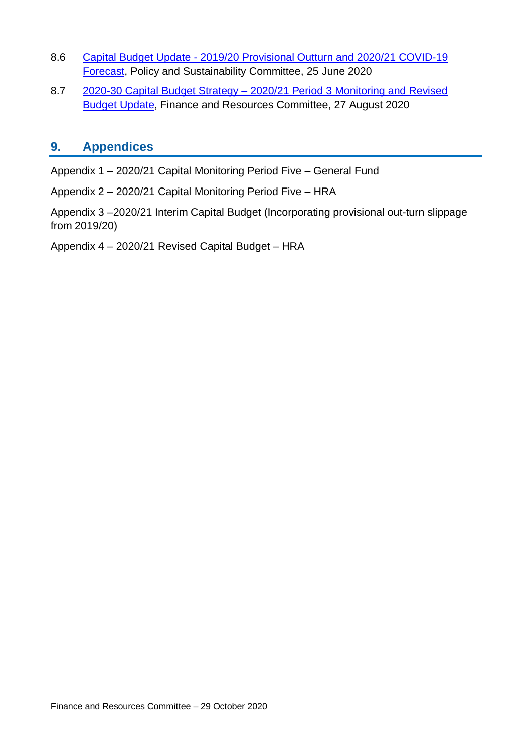8.6 [Capital Budget Update - 2019/20 Provisional Outturn and 2020/21 COVID-19 Forecast](), Policy and Sustainability Committee, 25 June 2020

8.7 [2020-30 Capital Budget Strategy – 2020/21 Period 3 Monitoring and Revised Budget Update](), Finance and Resources Committee, 27 August 2020

## 9. Appendices

Appendix 1 – 2020/21 Capital Monitoring Period Five – General Fund

Appendix 2 – 2020/21 Capital Monitoring Period Five – HRA

Appendix 3 –2020/21 Interim Capital Budget (Incorporating provisional out-turn slippage from 2019/20)

Appendix 4 – 2020/21 Revised Capital Budget – HRA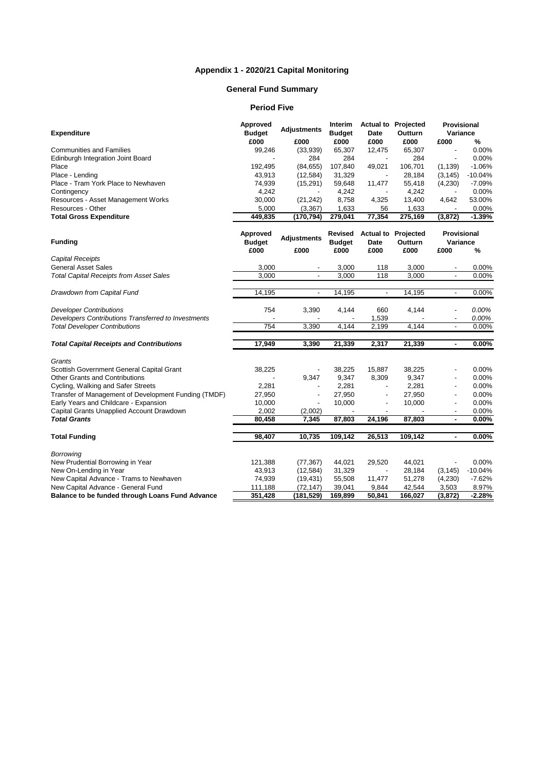## Appendix 1 - 2020/21 Capital Monitoring

### General Fund Summary

#### Period Five

| Expenditure | Approved Budget | Adjustments | Interim Budget | Actual to Date | Projected Outturn | Provisional Variance | |
|---|---|---|---|---|---|---|---|
| | £000 | £000 | £000 | £000 | £000 | £000 | % |
| Communities and Families | 99,246 | (33,939) | 65,307 | 12,475 | 65,307 | - | 0.00% |
| Edinburgh Integration Joint Board | - | 284 | 284 | - | 284 | - | 0.00% |
| Place | 192,495 | (84,655) | 107,840 | 49,021 | 106,701 | (1,139) | -1.06% |
| Place - Lending | 43,913 | (12,584) | 31,329 | - | 28,184 | (3,145) | -10.04% |
| Place - Tram York Place to Newhaven | 74,939 | (15,291) | 59,648 | 11,477 | 55,418 | (4,230) | -7.09% |
| Contingency | 4,242 | - | 4,242 | - | 4,242 | - | 0.00% |
| Resources - Asset Management Works | 30,000 | (21,242) | 8,758 | 4,325 | 13,400 | 4,642 | 53.00% |
| Resources - Other | 5,000 | (3,367) | 1,633 | 56 | 1,633 | - | 0.00% |
| **Total Gross Expenditure** | **449,835** | **(170,794)** | **279,041** | **77,354** | **275,169** | **(3,872)** | **-1.39%** |

| Funding | Approved Budget | Adjustments | Revised Budget | Actual to Date | Projected Outturn | Provisional Variance | |
|---|---|---|---|---|---|---|---|
| | £000 | £000 | £000 | £000 | £000 | £000 | % |
| *Capital Receipts* | | | | | | | |
| General Asset Sales | 3,000 | - | 3,000 | 118 | 3,000 | - | 0.00% |
| *Total Capital Receipts from Asset Sales* | 3,000 | - | 3,000 | 118 | 3,000 | - | 0.00% |
| *Drawdown from Capital Fund* | 14,195 | - | 14,195 | - | 14,195 | - | 0.00% |
| *Developer Contributions* | 754 | 3,390 | 4,144 | 660 | 4,144 | - | *0.00%* |
| *Developers Contributions Transferred to Investments* | - | - | - | 1,539 | - | - | *0.00%* |
| *Total Developer Contributions* | 754 | 3,390 | 4,144 | 2,199 | 4,144 | - | 0.00% |
| ***Total Capital Receipts and Contributions*** | **17,949** | **3,390** | **21,339** | **2,317** | **21,339** | **-** | **0.00%** |
| *Grants* | | | | | | | |
| Scottish Government General Capital Grant | 38,225 | - | 38,225 | 15,887 | 38,225 | - | 0.00% |
| Other Grants and Contributions | - | 9,347 | 9,347 | 8,309 | 9,347 | - | 0.00% |
| Cycling, Walking and Safer Streets | 2,281 | - | 2,281 | - | 2,281 | - | 0.00% |
| Transfer of Management of Development Funding (TMDF) | 27,950 | - | 27,950 | - | 27,950 | - | 0.00% |
| Early Years and Childcare - Expansion | 10,000 | - | 10,000 | - | 10,000 | - | 0.00% |
| Capital Grants Unapplied Account Drawdown | 2,002 | (2,002) | - | - | - | - | 0.00% |
| ***Total Grants*** | **80,458** | **7,345** | **87,803** | **24,196** | **87,803** | **-** | **0.00%** |
| **Total Funding** | **98,407** | **10,735** | **109,142** | **26,513** | **109,142** | **-** | **0.00%** |
| *Borrowing* | | | | | | | |
| New Prudential Borrowing in Year | 121,388 | (77,367) | 44,021 | 29,520 | 44,021 | - | 0.00% |
| New On-Lending in Year | 43,913 | (12,584) | 31,329 | - | 28,184 | (3,145) | -10.04% |
| New Capital Advance - Trams to Newhaven | 74,939 | (19,431) | 55,508 | 11,477 | 51,278 | (4,230) | -7.62% |
| New Capital Advance - General Fund | 111,188 | (72,147) | 39,041 | 9,844 | 42,544 | 3,503 | 8.97% |
| **Balance to be funded through Loans Fund Advance** | **351,428** | **(181,529)** | **169,899** | **50,841** | **166,027** | **(3,872)** | **-2.28%** |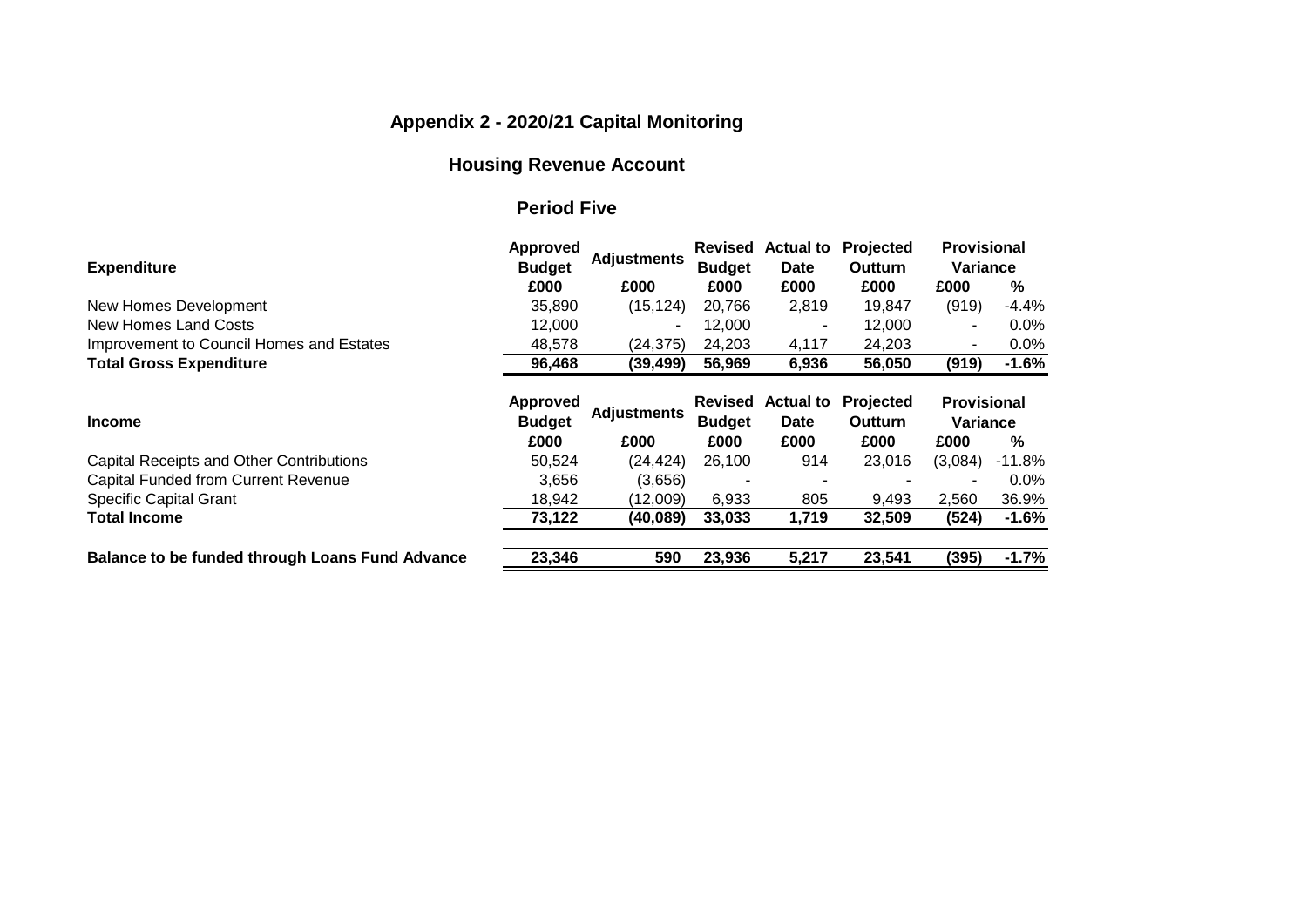# Appendix 2 - 2020/21 Capital Monitoring

## Housing Revenue Account

### Period Five

| Expenditure | Approved Budget | Adjustments | Revised Budget | Actual to Date | Projected Outturn | Provisional Variance | |
|---|---|---|---|---|---|---|---|
| | £000 | £000 | £000 | £000 | £000 | £000 | % |
| New Homes Development | 35,890 | (15,124) | 20,766 | 2,819 | 19,847 | (919) | -4.4% |
| New Homes Land Costs | 12,000 | - | 12,000 | - | 12,000 | - | 0.0% |
| Improvement to Council Homes and Estates | 48,578 | (24,375) | 24,203 | 4,117 | 24,203 | - | 0.0% |
| **Total Gross Expenditure** | **96,468** | **(39,499)** | **56,969** | **6,936** | **56,050** | **(919)** | **-1.6%** |

| Income | Approved Budget | Adjustments | Revised Budget | Actual to Date | Projected Outturn | Provisional Variance | |
|---|---|---|---|---|---|---|---|
| | £000 | £000 | £000 | £000 | £000 | £000 | % |
| Capital Receipts and Other Contributions | 50,524 | (24,424) | 26,100 | 914 | 23,016 | (3,084) | -11.8% |
| Capital Funded from Current Revenue | 3,656 | (3,656) | - | - | - | - | 0.0% |
| Specific Capital Grant | 18,942 | (12,009) | 6,933 | 805 | 9,493 | 2,560 | 36.9% |
| **Total Income** | **73,122** | **(40,089)** | **33,033** | **1,719** | **32,509** | **(524)** | **-1.6%** |
| | | | | | | | |
| **Balance to be funded through Loans Fund Advance** | **23,346** | **590** | **23,936** | **5,217** | **23,541** | **(395)** | **-1.7%** |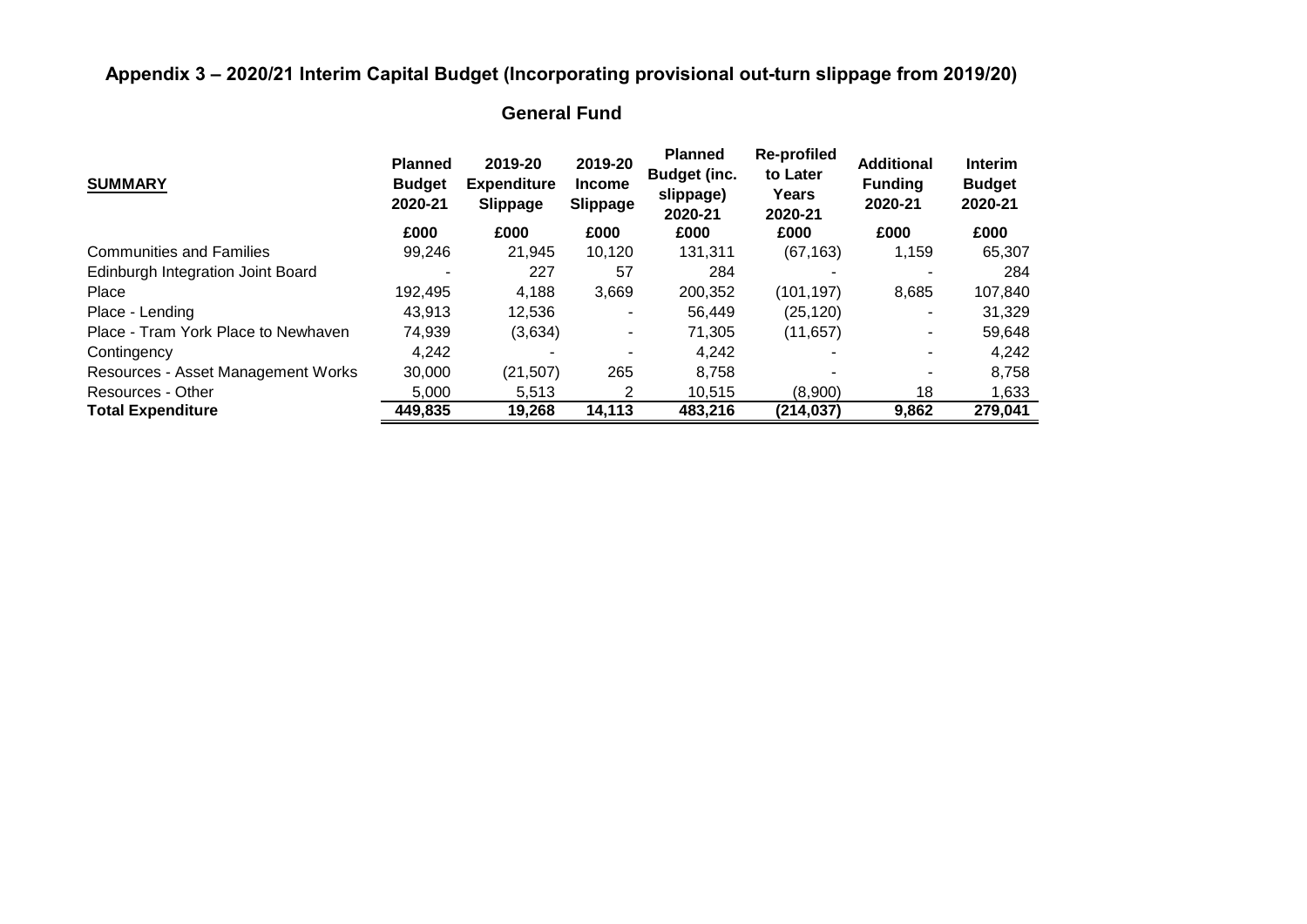## Appendix 3 – 2020/21 Interim Capital Budget (Incorporating provisional out-turn slippage from 2019/20)

### General Fund

| SUMMARY | Planned Budget 2020-21 | 2019-20 Expenditure Slippage | 2019-20 Income Slippage | Planned Budget (inc. slippage) 2020-21 | Re-profiled to Later Years 2020-21 | Additional Funding 2020-21 | Interim Budget 2020-21 |
|---|---|---|---|---|---|---|---|
| | £000 | £000 | £000 | £000 | £000 | £000 | £000 |
| Communities and Families | 99,246 | 21,945 | 10,120 | 131,311 | (67,163) | 1,159 | 65,307 |
| Edinburgh Integration Joint Board | - | 227 | 57 | 284 | - | - | 284 |
| Place | 192,495 | 4,188 | 3,669 | 200,352 | (101,197) | 8,685 | 107,840 |
| Place - Lending | 43,913 | 12,536 | - | 56,449 | (25,120) | - | 31,329 |
| Place - Tram York Place to Newhaven | 74,939 | (3,634) | - | 71,305 | (11,657) | - | 59,648 |
| Contingency | 4,242 | - | - | 4,242 | - | - | 4,242 |
| Resources - Asset Management Works | 30,000 | (21,507) | 265 | 8,758 | - | - | 8,758 |
| Resources - Other | 5,000 | 5,513 | 2 | 10,515 | (8,900) | 18 | 1,633 |
| **Total Expenditure** | **449,835** | **19,268** | **14,113** | **483,216** | **(214,037)** | **9,862** | **279,041** |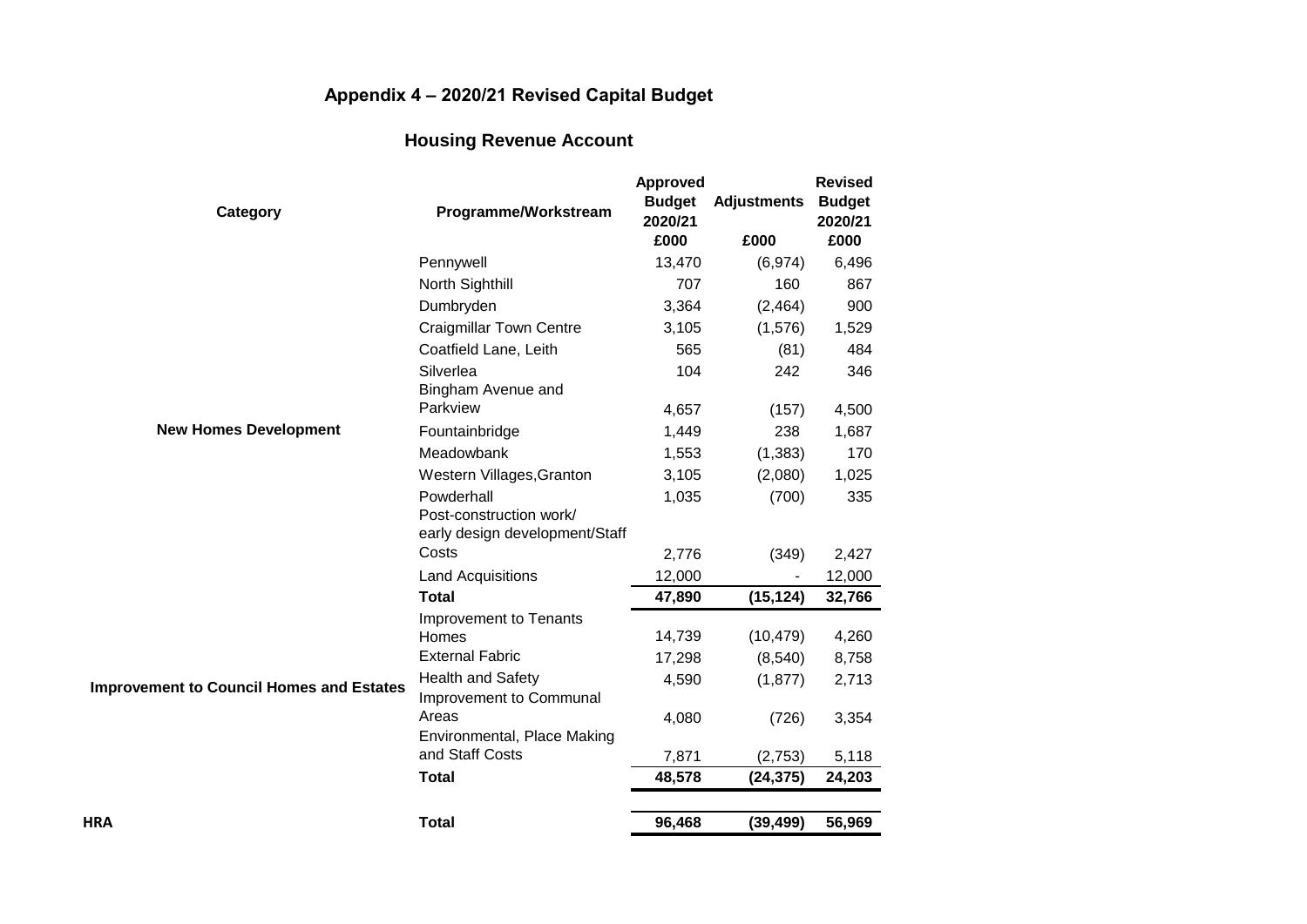# Appendix 4 – 2020/21 Revised Capital Budget

## Housing Revenue Account

| Category | Programme/Workstream | Approved Budget 2020/21 £000 | Adjustments £000 | Revised Budget 2020/21 £000 |
|---|---|---|---|---|
| New Homes Development | Pennywell | 13,470 | (6,974) | 6,496 |
| | North Sighthill | 707 | 160 | 867 |
| | Dumbryden | 3,364 | (2,464) | 900 |
| | Craigmillar Town Centre | 3,105 | (1,576) | 1,529 |
| | Coatfield Lane, Leith | 565 | (81) | 484 |
| | Silverlea | 104 | 242 | 346 |
| | Bingham Avenue and Parkview | 4,657 | (157) | 4,500 |
| | Fountainbridge | 1,449 | 238 | 1,687 |
| | Meadowbank | 1,553 | (1,383) | 170 |
| | Western Villages,Granton | 3,105 | (2,080) | 1,025 |
| | Powderhall | 1,035 | (700) | 335 |
| | Post-construction work/ early design development/Staff Costs | 2,776 | (349) | 2,427 |
| | Land Acquisitions | 12,000 | - | 12,000 |
| | **Total** | **47,890** | **(15,124)** | **32,766** |
| Improvement to Council Homes and Estates | Improvement to Tenants Homes | 14,739 | (10,479) | 4,260 |
| | External Fabric | 17,298 | (8,540) | 8,758 |
| | Health and Safety | 4,590 | (1,877) | 2,713 |
| | Improvement to Communal Areas | 4,080 | (726) | 3,354 |
| | Environmental, Place Making and Staff Costs | 7,871 | (2,753) | 5,118 |
| | **Total** | **48,578** | **(24,375)** | **24,203** |
| **HRA** | **Total** | **96,468** | **(39,499)** | **56,969** |